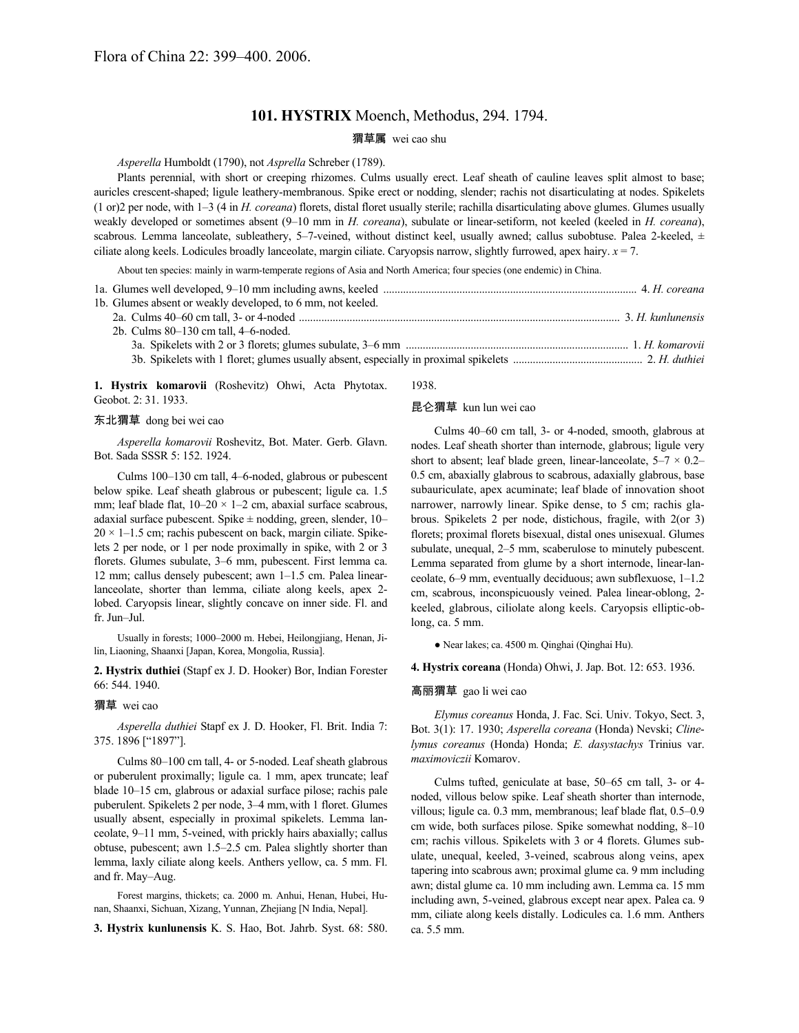Flora of China 22: 399–400. 2006.

## 101. HYSTRIX Moench, Methodus, 294. 1794.

猬草属 wei cao shu

*Asperella* Humboldt (1790), not *Asprella* Schreber (1789).

Plants perennial, with short or creeping rhizomes. Culms usually erect. Leaf sheath of cauline leaves split almost to base; auricles crescent-shaped; ligule leathery-membranous. Spike erect or nodding, slender; rachis not disarticulating at nodes. Spikelets (1 or)2 per node, with 1–3 (4 in *H. coreana*) florets, distal floret usually sterile; rachilla disarticulating above glumes. Glumes usually weakly developed or sometimes absent (9–10 mm in *H. coreana*), subulate or linear-setiform, not keeled (keeled in *H. coreana*), scabrous. Lemma lanceolate, subleathery, 5–7-veined, without distinct keel, usually awned; callus subobtuse. Palea 2-keeled, ± ciliate along keels. Lodicules broadly lanceolate, margin ciliate. Caryopsis narrow, slightly furrowed, apex hairy. $x = 7$.

About ten species: mainly in warm-temperate regions of Asia and North America; four species (one endemic) in China.

1a. Glumes well developed, 9–10 mm including awns, keeled ........ 4. *H. coreana*
1b. Glumes absent or weakly developed, to 6 mm, not keeled.
  2a. Culms 40–60 cm tall, 3- or 4-noded ........ 3. *H. kunlunensis*
  2b. Culms 80–130 cm tall, 4–6-noded.
    3a. Spikelets with 2 or 3 florets; glumes subulate, 3–6 mm ........ 1. *H. komarovii*
    3b. Spikelets with 1 floret; glumes usually absent, especially in proximal spikelets ........ 2. *H. duthiei*

**1. Hystrix komarovii** (Roshevitz) Ohwi, Acta Phytotax. Geobot. 2: 31. 1933.

东北猬草 dong bei wei cao

*Asperella komarovii* Roshevitz, Bot. Mater. Gerb. Glavn. Bot. Sada SSSR 5: 152. 1924.

Culms 100–130 cm tall, 4–6-noded, glabrous or pubescent below spike. Leaf sheath glabrous or pubescent; ligule ca. 1.5 mm; leaf blade flat, 10–20 × 1–2 cm, abaxial surface scabrous, adaxial surface pubescent. Spike ± nodding, green, slender, 10–20 × 1–1.5 cm; rachis pubescent on back, margin ciliate. Spikelets 2 per node, or 1 per node proximally in spike, with 2 or 3 florets. Glumes subulate, 3–6 mm, pubescent. First lemma ca. 12 mm; callus densely pubescent; awn 1–1.5 cm. Palea linear-lanceolate, shorter than lemma, ciliate along keels, apex 2-lobed. Caryopsis linear, slightly concave on inner side. Fl. and fr. Jun–Jul.

Usually in forests; 1000–2000 m. Hebei, Heilongjiang, Henan, Jilin, Liaoning, Shaanxi [Japan, Korea, Mongolia, Russia].

**2. Hystrix duthiei** (Stapf ex J. D. Hooker) Bor, Indian Forester 66: 544. 1940.

猬草 wei cao

*Asperella duthiei* Stapf ex J. D. Hooker, Fl. Brit. India 7: 375. 1896 ["1897"].

Culms 80–100 cm tall, 4- or 5-noded. Leaf sheath glabrous or puberulent proximally; ligule ca. 1 mm, apex truncate; leaf blade 10–15 cm, glabrous or adaxial surface pilose; rachis pale puberulent. Spikelets 2 per node, 3–4 mm, with 1 floret. Glumes usually absent, especially in proximal spikelets. Lemma lanceolate, 9–11 mm, 5-veined, with prickly hairs abaxially; callus obtuse, pubescent; awn 1.5–2.5 cm. Palea slightly shorter than lemma, laxly ciliate along keels. Anthers yellow, ca. 5 mm. Fl. and fr. May–Aug.

Forest margins, thickets; ca. 2000 m. Anhui, Henan, Hubei, Hunan, Shaanxi, Sichuan, Xizang, Yunnan, Zhejiang [N India, Nepal].

**3. Hystrix kunlunensis** K. S. Hao, Bot. Jahrb. Syst. 68: 580. 1938.

昆仑猬草 kun lun wei cao

Culms 40–60 cm tall, 3- or 4-noded, smooth, glabrous at nodes. Leaf sheath shorter than internode, glabrous; ligule very short to absent; leaf blade green, linear-lanceolate, 5–7 × 0.2–0.5 cm, abaxially glabrous to scabrous, adaxially glabrous, base subauriculate, apex acuminate; leaf blade of innovation shoot narrower, narrowly linear. Spike dense, to 5 cm; rachis glabrous. Spikelets 2 per node, distichous, fragile, with 2(or 3) florets; proximal florets bisexual, distal ones unisexual. Glumes subulate, unequal, 2–5 mm, scaberulose to minutely pubescent. Lemma separated from glume by a short internode, linear-lanceolate, 6–9 mm, eventually deciduous; awn subflexuose, 1–1.2 cm, scabrous, inconspicuously veined. Palea linear-oblong, 2-keeled, glabrous, ciliolate along keels. Caryopsis elliptic-oblong, ca. 5 mm.

● Near lakes; ca. 4500 m. Qinghai (Qinghai Hu).

**4. Hystrix coreana** (Honda) Ohwi, J. Jap. Bot. 12: 653. 1936.

高丽猬草 gao li wei cao

*Elymus coreanus* Honda, J. Fac. Sci. Univ. Tokyo, Sect. 3, Bot. 3(1): 17. 1930; *Asperella coreana* (Honda) Nevski; *Clinelymus coreanus* (Honda) Honda; *E. dasystachys* Trinius var. *maximoviczii* Komarov.

Culms tufted, geniculate at base, 50–65 cm tall, 3- or 4-noded, villous below spike. Leaf sheath shorter than internode, villous; ligule ca. 0.3 mm, membranous; leaf blade flat, 0.5–0.9 cm wide, both surfaces pilose. Spike somewhat nodding, 8–10 cm; rachis villous. Spikelets with 3 or 4 florets. Glumes subulate, unequal, keeled, 3-veined, scabrous along veins, apex tapering into scabrous awn; proximal glume ca. 9 mm including awn; distal glume ca. 10 mm including awn. Lemma ca. 15 mm including awn, 5-veined, glabrous except near apex. Palea ca. 9 mm, ciliate along keels distally. Lodicules ca. 1.6 mm. Anthers ca. 5.5 mm.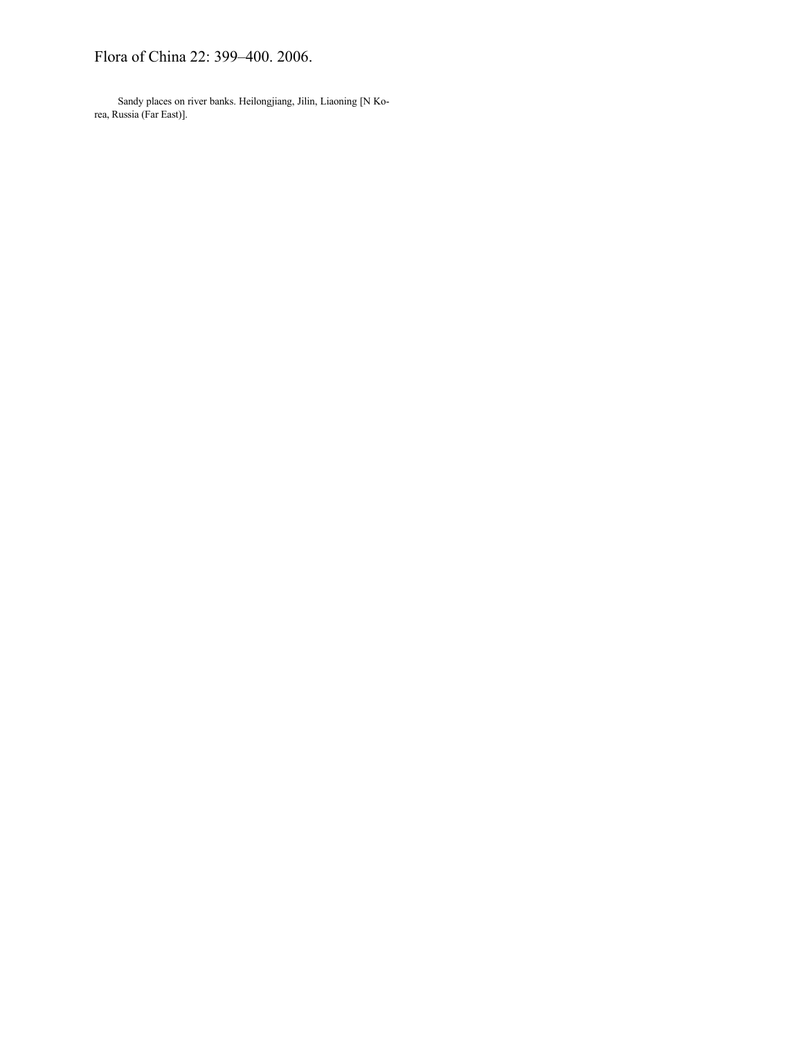Sandy places on river banks. Heilongjiang, Jilin, Liaoning [N Korea, Russia (Far East)].